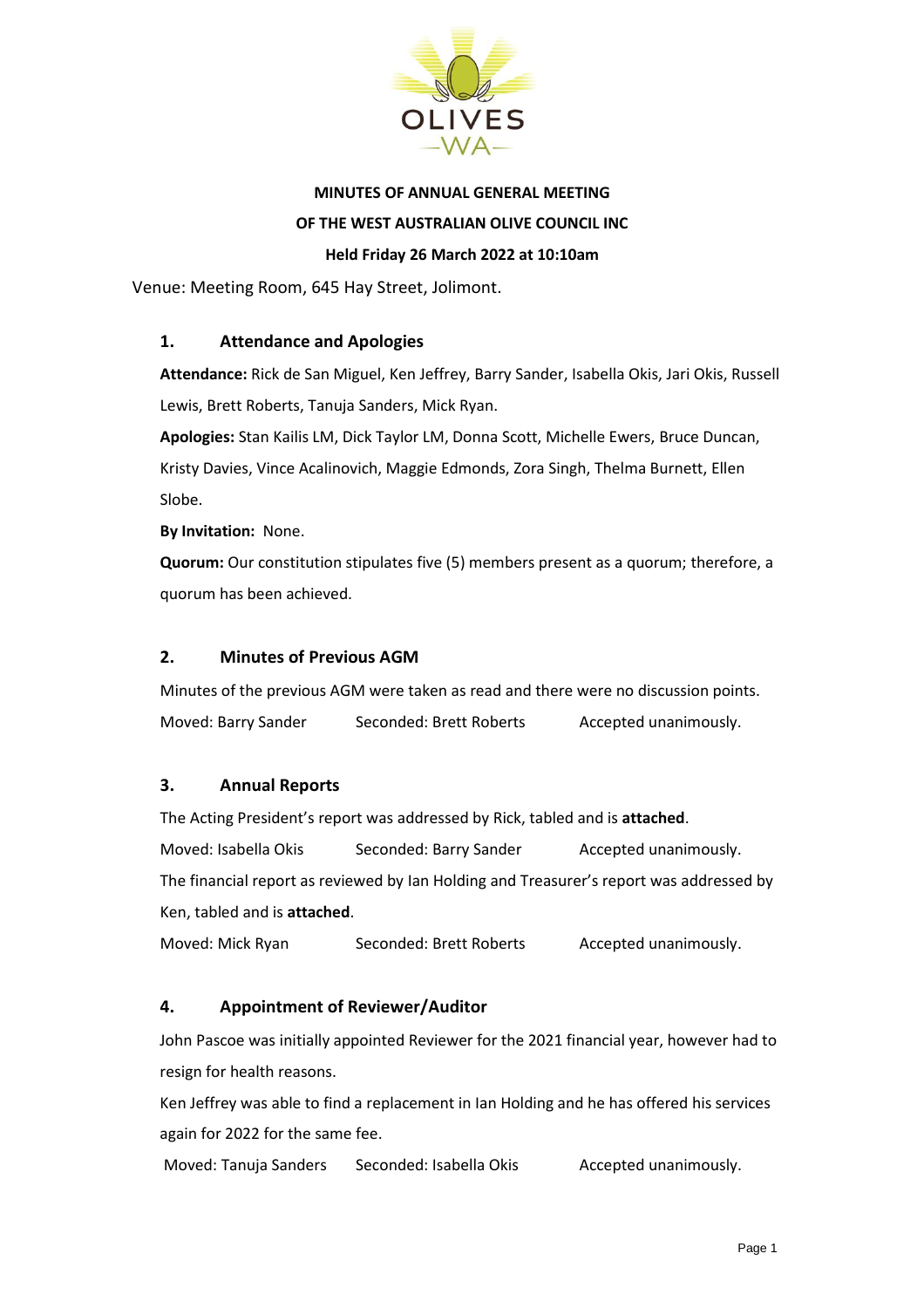**MINUTES OF ANNUAL GENERAL MEETING**

**OF THE WEST AUSTRALIAN OLIVE COUNCIL INC**

**Held Friday 26 March 2022 at 10:10am**

Venue: Meeting Room, 645 Hay Street, Jolimont.

## 1. Attendance and Apologies

**Attendance:** Rick de San Miguel, Ken Jeffrey, Barry Sander, Isabella Okis, Jari Okis, Russell Lewis, Brett Roberts, Tanuja Sanders, Mick Ryan.

**Apologies:** Stan Kailis LM, Dick Taylor LM, Donna Scott, Michelle Ewers, Bruce Duncan, Kristy Davies, Vince Acalinovich, Maggie Edmonds, Zora Singh, Thelma Burnett, Ellen Slobe.

**By Invitation:** None.

**Quorum:** Our constitution stipulates five (5) members present as a quorum; therefore, a quorum has been achieved.

## 2. Minutes of Previous AGM

Minutes of the previous AGM were taken as read and there were no discussion points.

Moved: Barry Sander    Seconded: Brett Roberts    Accepted unanimously.

## 3. Annual Reports

The Acting President's report was addressed by Rick, tabled and is **attached**.

Moved: Isabella Okis    Seconded: Barry Sander    Accepted unanimously.

The financial report as reviewed by Ian Holding and Treasurer's report was addressed by Ken, tabled and is **attached**.

Moved: Mick Ryan    Seconded: Brett Roberts    Accepted unanimously.

## 4. Appointment of Reviewer/Auditor

John Pascoe was initially appointed Reviewer for the 2021 financial year, however had to resign for health reasons.

Ken Jeffrey was able to find a replacement in Ian Holding and he has offered his services again for 2022 for the same fee.

Moved: Tanuja Sanders    Seconded: Isabella Okis    Accepted unanimously.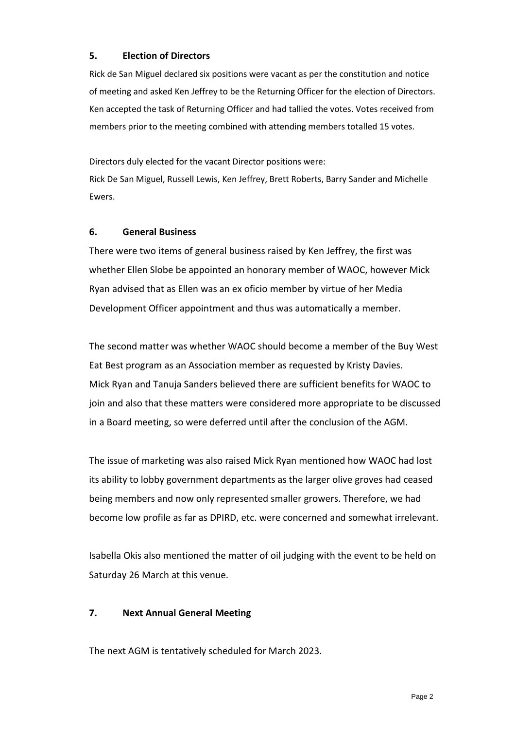## 5. Election of Directors

Rick de San Miguel declared six positions were vacant as per the constitution and notice of meeting and asked Ken Jeffrey to be the Returning Officer for the election of Directors. Ken accepted the task of Returning Officer and had tallied the votes. Votes received from members prior to the meeting combined with attending members totalled 15 votes.

Directors duly elected for the vacant Director positions were:
Rick De San Miguel, Russell Lewis, Ken Jeffrey, Brett Roberts, Barry Sander and Michelle Ewers.

## 6. General Business

There were two items of general business raised by Ken Jeffrey, the first was whether Ellen Slobe be appointed an honorary member of WAOC, however Mick Ryan advised that as Ellen was an ex oficio member by virtue of her Media Development Officer appointment and thus was automatically a member.

The second matter was whether WAOC should become a member of the Buy West Eat Best program as an Association member as requested by Kristy Davies. Mick Ryan and Tanuja Sanders believed there are sufficient benefits for WAOC to join and also that these matters were considered more appropriate to be discussed in a Board meeting, so were deferred until after the conclusion of the AGM.

The issue of marketing was also raised Mick Ryan mentioned how WAOC had lost its ability to lobby government departments as the larger olive groves had ceased being members and now only represented smaller growers. Therefore, we had become low profile as far as DPIRD, etc. were concerned and somewhat irrelevant.

Isabella Okis also mentioned the matter of oil judging with the event to be held on Saturday 26 March at this venue.

## 7. Next Annual General Meeting

The next AGM is tentatively scheduled for March 2023.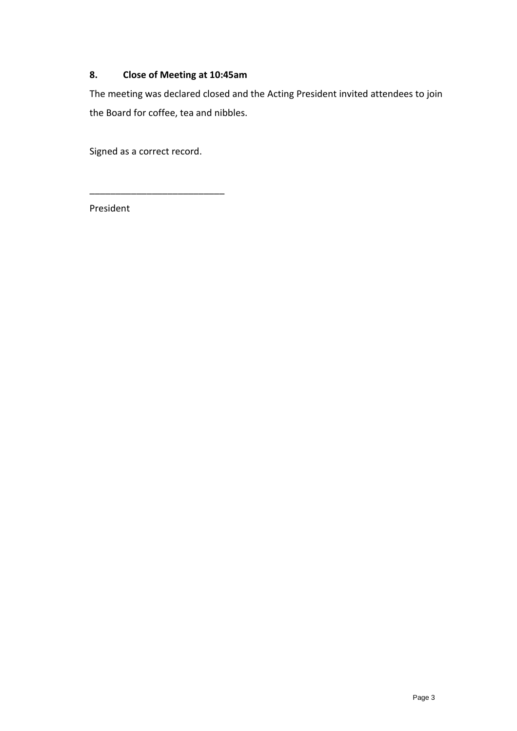### 8. Close of Meeting at 10:45am

The meeting was declared closed and the Acting President invited attendees to join the Board for coffee, tea and nibbles.

Signed as a correct record.

\_\_\_\_\_\_\_\_\_\_\_\_\_\_\_\_\_\_\_\_\_\_\_\_\_\_

President